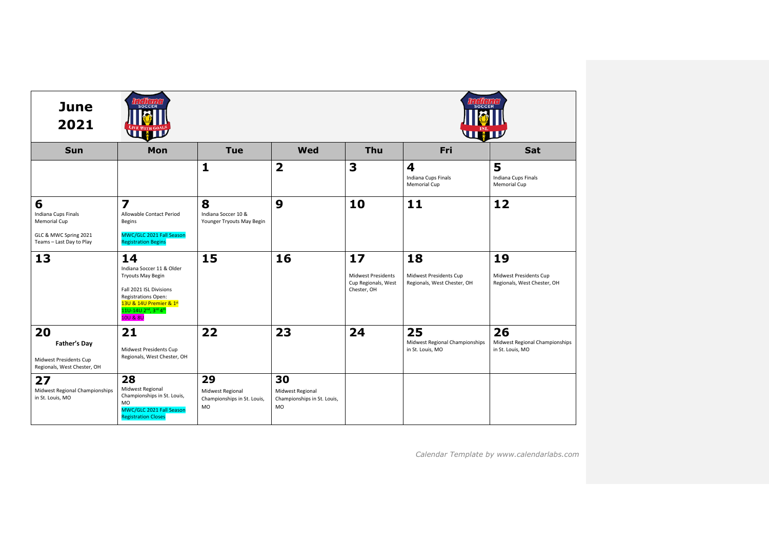# June 2021

| Sun | Mon | Tue | Wed | Thu | Fri | Sat |
| --- | --- | --- | --- | --- | --- | --- |
| | | **1** | **2** | **3** | **4** Indiana Cups Finals Memorial Cup | **5** Indiana Cups Finals Memorial Cup |
| **6** Indiana Cups Finals Memorial Cup<br><br>GLC & MWC Spring 2021 Teams – Last Day to Play | **7** Allowable Contact Period Begins<br><br>MWC/GLC 2021 Fall Season Registration Begins | **8** Indiana Soccer 10 & Younger Tryouts May Begin | **9** | **10** | **11** | **12** |
| **13** | **14** Indiana Soccer 11 & Older Tryouts May Begin<br><br>Fall 2021 ISL Divisions Registrations Open:<br>13U & 14U Premier & 1st<br>11U-14U 2nd, 3rd 4th<br>10U & 8U | **15** | **16** | **17** Midwest Presidents Cup Regionals, West Chester, OH | **18** Midwest Presidents Cup Regionals, West Chester, OH | **19** Midwest Presidents Cup Regionals, West Chester, OH |
| **20** **Father's Day**<br><br>Midwest Presidents Cup Regionals, West Chester, OH | **21** Midwest Presidents Cup Regionals, West Chester, OH | **22** | **23** | **24** | **25** Midwest Regional Championships in St. Louis, MO | **26** Midwest Regional Championships in St. Louis, MO |
| **27** Midwest Regional Championships in St. Louis, MO | **28** Midwest Regional Championships in St. Louis, MO<br>MWC/GLC 2021 Fall Season Registration Closes | **29** Midwest Regional Championships in St. Louis, MO | **30** Midwest Regional Championships in St. Louis, MO | | | |

*Calendar Template by www.calendarlabs.com*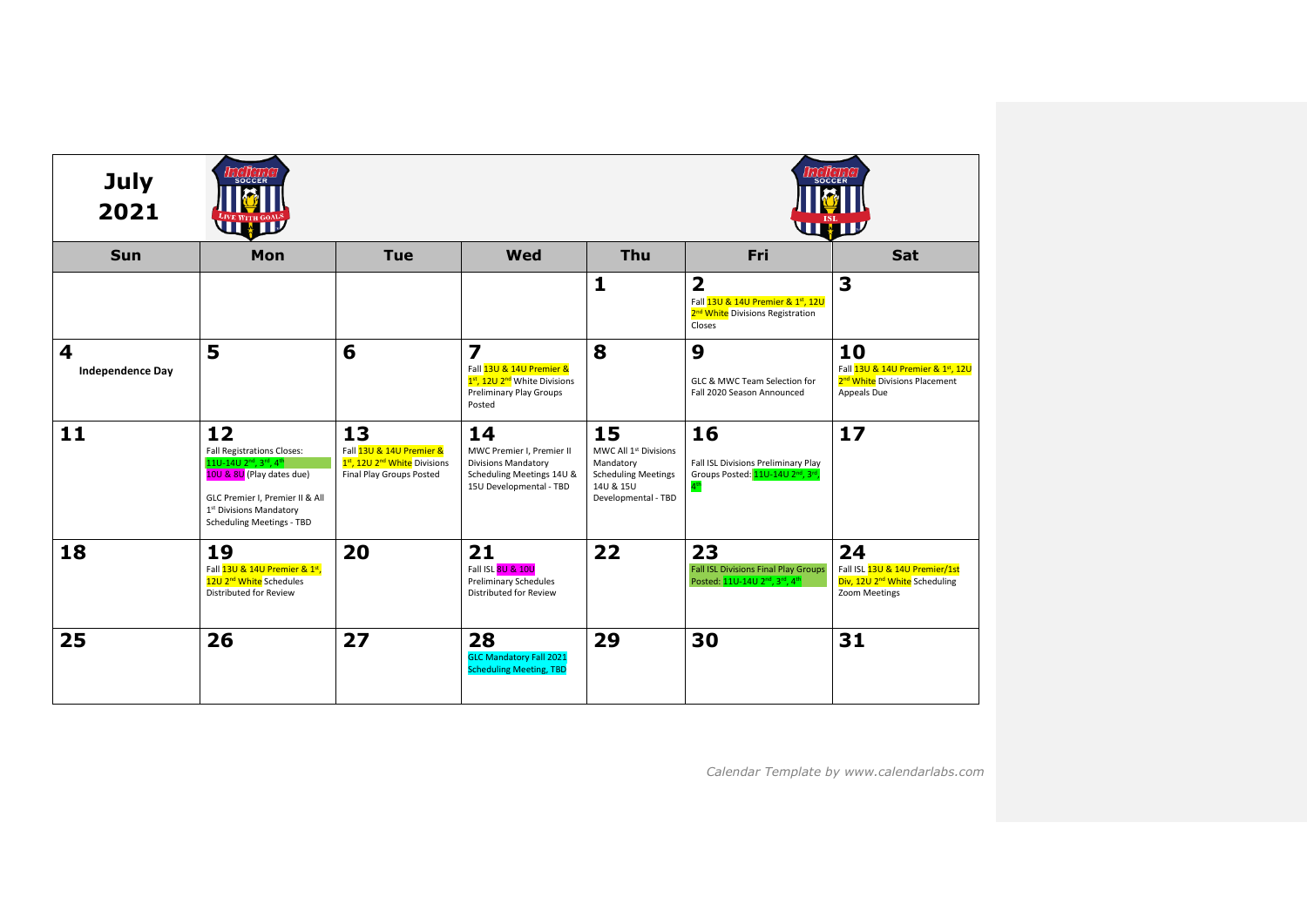# July 2021

| Sun | Mon | Tue | Wed | Thu | Fri | Sat |
|---|---|---|---|---|---|---|
| | | | | **1** | **2** Fall 13U & 14U Premier & 1st, 12U 2nd White Divisions Registration Closes | **3** |
| **4** **Independence Day** | **5** | **6** | **7** Fall 13U & 14U Premier & 1st, 12U 2nd White Divisions Preliminary Play Groups Posted | **8** | **9** GLC & MWC Team Selection for Fall 2020 Season Announced | **10** Fall 13U & 14U Premier & 1st, 12U 2nd White Divisions Placement Appeals Due |
| **11** | **12** Fall Registrations Closes: 11U-14U 2nd, 3rd, 4th 10U & 8U (Play dates due) GLC Premier I, Premier II & All 1st Divisions Mandatory Scheduling Meetings - TBD | **13** Fall 13U & 14U Premier & 1st, 12U 2nd White Divisions Final Play Groups Posted | **14** MWC Premier I, Premier II Divisions Mandatory Scheduling Meetings 14U & 15U Developmental - TBD | **15** MWC All 1st Divisions Mandatory Scheduling Meetings 14U & 15U Developmental - TBD | **16** Fall ISL Divisions Preliminary Play Groups Posted: 11U-14U 2nd, 3rd, 4th | **17** |
| **18** | **19** Fall 13U & 14U Premier & 1st, 12U 2nd White Schedules Distributed for Review | **20** | **21** Fall ISL 8U & 10U Preliminary Schedules Distributed for Review | **22** | **23** Fall ISL Divisions Final Play Groups Posted: 11U-14U 2nd, 3rd, 4th | **24** Fall ISL 13U & 14U Premier/1st Div, 12U 2nd White Scheduling Zoom Meetings |
| **25** | **26** | **27** | **28** GLC Mandatory Fall 2021 Scheduling Meeting, TBD | **29** | **30** | **31** |

*Calendar Template by www.calendarlabs.com*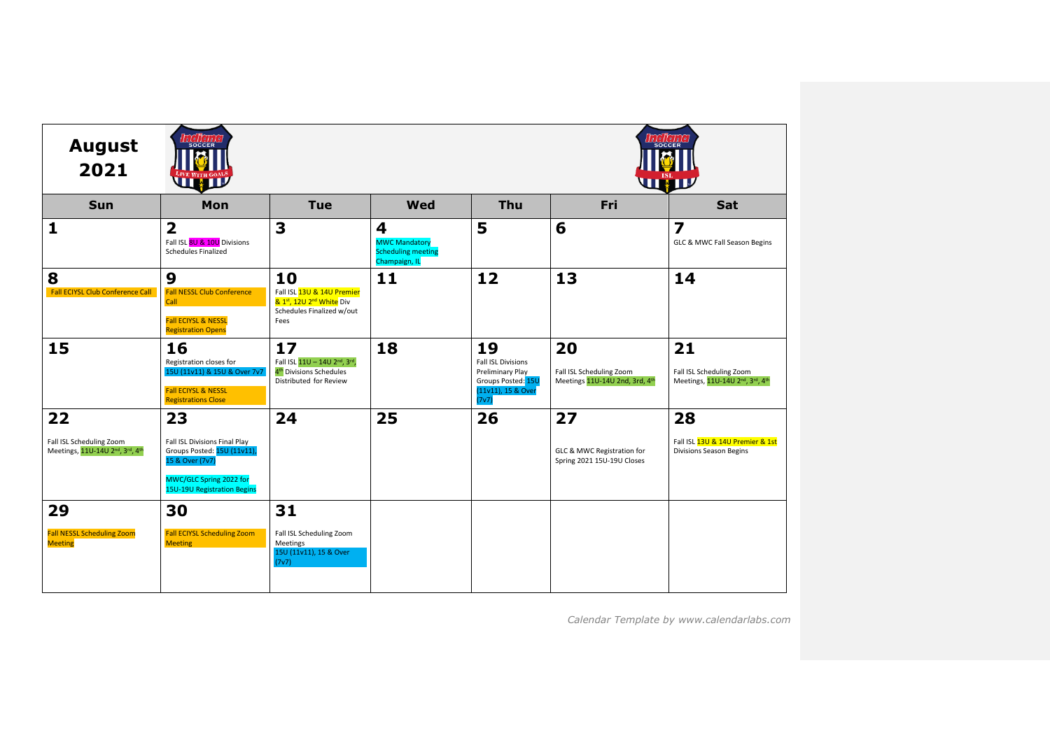# August 2021

| Sun | Mon | Tue | Wed | Thu | Fri | Sat |
|---|---|---|---|---|---|---|
| **1** | **2** Fall ISL 8U & 10U Divisions Schedules Finalized | **3** | **4** MWC Mandatory Scheduling meeting Champaign, IL | **5** | **6** | **7** GLC & MWC Fall Season Begins |
| **8** Fall ECIYSL Club Conference Call | **9** Fall NESSL Club Conference Call<br><br>Fall ECIYSL & NESSL Registration Opens | **10** Fall ISL 13U & 14U Premier & 1st, 12U 2nd White Div Schedules Finalized w/out Fees | **11** | **12** | **13** | **14** |
| **15** | **16** Registration closes for 15U (11v11) & 15U & Over 7v7<br><br>Fall ECIYSL & NESSL Registrations Close | **17** Fall ISL 11U – 14U 2nd, 3rd, 4th Divisions Schedules Distributed for Review | **18** | **19** Fall ISL Divisions Preliminary Play Groups Posted: 15U (11v11), 15 & Over (7v7) | **20** Fall ISL Scheduling Zoom Meetings 11U-14U 2nd, 3rd, 4th | **21** Fall ISL Scheduling Zoom Meetings, 11U-14U 2nd, 3rd, 4th |
| **22** Fall ISL Scheduling Zoom Meetings, 11U-14U 2nd, 3rd, 4th | **23** Fall ISL Divisions Final Play Groups Posted: 15U (11v11), 15 & Over (7v7)<br><br>MWC/GLC Spring 2022 for 15U-19U Registration Begins | **24** | **25** | **26** | **27** GLC & MWC Registration for Spring 2021 15U-19U Closes | **28** Fall ISL 13U & 14U Premier & 1st Divisions Season Begins |
| **29** Fall NESSL Scheduling Zoom Meeting | **30** Fall ECIYSL Scheduling Zoom Meeting | **31** Fall ISL Scheduling Zoom Meetings 15U (11v11), 15 & Over (7v7) | | | | |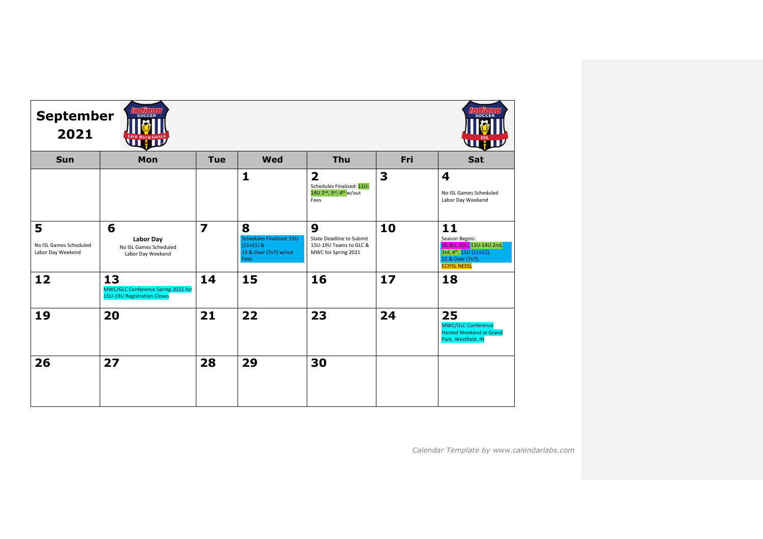## September 2021

| Sun | Mon | Tue | Wed | Thu | Fri | Sat |
|---|---|---|---|---|---|---|
| | | | **1** | **2** Schedules Finalized: 11U-14U 2nd, 3rd, 4th w/out Fees | **3** | **4** No ISL Games Scheduled Labor Day Weekend |
| **5** No ISL Games Scheduled Labor Day Weekend | **6** **Labor Day** No ISL Games Scheduled Labor Day Weekend | **7** | **8** Schedules Finalized: 15U (11v11) & 15 & Over (7v7) w/out Fees | **9** State Deadline to Submit 15U-19U Teams to GLC & MWC for Spring 2021 | **10** | **11** Season Begins: ISL 8U, 10U, 11U-14U 2nd, 3rd, 4th, 15U (11v11), 15 & Over (7v7), ECIYSL NESSL |
| **12** | **13** MWC/GLC Conference Spring 2022 for 15U-19U Registration Closes | **14** | **15** | **16** | **17** | **18** |
| **19** | **20** | **21** | **22** | **23** | **24** | **25** MWC/GLC Conference Hosted Weekend at Grand Park, Westfield, IN |
| **26** | **27** | **28** | **29** | **30** | | |

*Calendar Template by www.calendarlabs.com*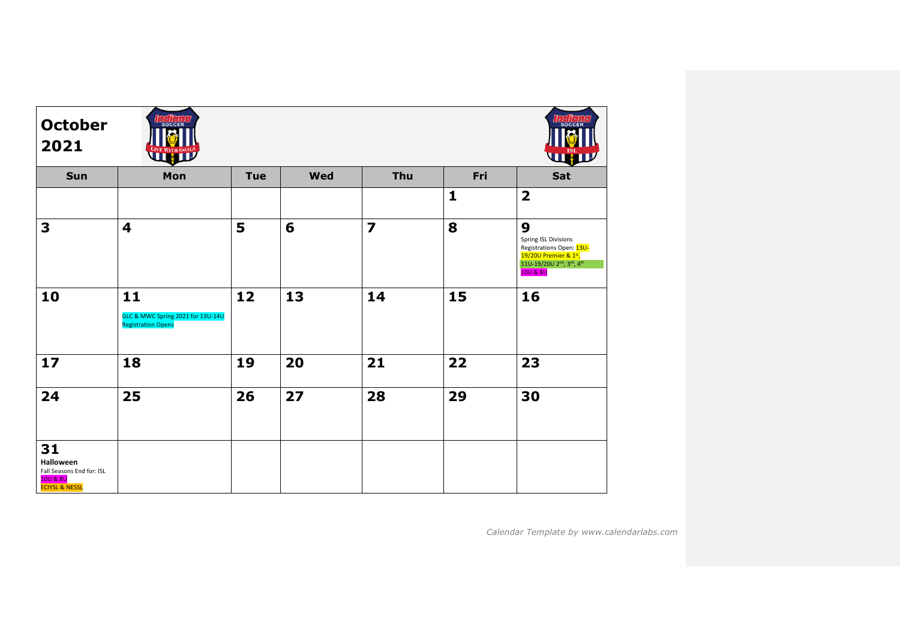# October 2021

| Sun | Mon | Tue | Wed | Thu | Fri | Sat |
|---|---|---|---|---|---|---|
| | | | | | **1** | **2** |
| **3** | **4** | **5** | **6** | **7** | **8** | **9** Spring ISL Divisions Registrations Open: 13U-19/20U Premier & 1st, 11U-19/20U 2nd, 3rd, 4th 10U & 8U |
| **10** | **11** GLC & MWC Spring 2021 for 13U-14U Registration Opens | **12** | **13** | **14** | **15** | **16** |
| **17** | **18** | **19** | **20** | **21** | **22** | **23** |
| **24** | **25** | **26** | **27** | **28** | **29** | **30** |
| **31** **Halloween** Fall Seasons End for: ISL 10U & 8U ECIYSL & NESSL | | | | | | |

*Calendar Template by www.calendarlabs.com*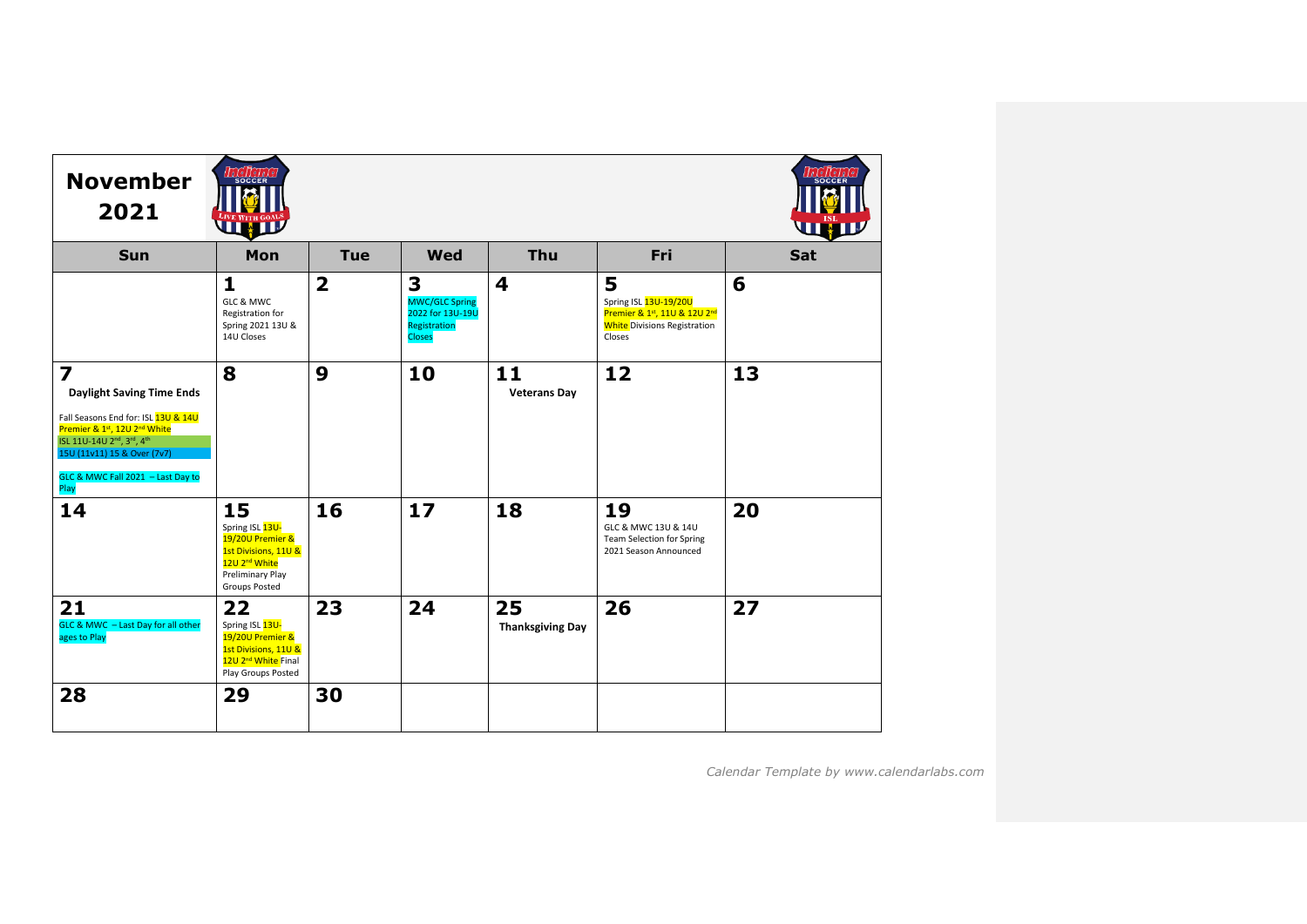# November 2021

| Sun | Mon | Tue | Wed | Thu | Fri | Sat |
| --- | --- | --- | --- | --- | --- | --- |
| | **1** GLC & MWC Registration for Spring 2021 13U & 14U Closes | **2** | **3** MWC/GLC Spring 2022 for 13U-19U Registration Closes | **4** | **5** Spring ISL 13U-19/20U Premier & 1st, 11U & 12U 2nd White Divisions Registration Closes | **6** |
| **7** **Daylight Saving Time Ends** Fall Seasons End for: ISL 13U & 14U Premier & 1st, 12U 2nd White ISL 11U-14U 2nd, 3rd, 4th 15U (11v11) 15 & Over (7v7) GLC & MWC Fall 2021 – Last Day to Play | **8** | **9** | **10** | **11** **Veterans Day** | **12** | **13** |
| **14** | **15** Spring ISL 13U-19/20U Premier & 1st Divisions, 11U & 12U 2nd White Preliminary Play Groups Posted | **16** | **17** | **18** | **19** GLC & MWC 13U & 14U Team Selection for Spring 2021 Season Announced | **20** |
| **21** GLC & MWC – Last Day for all other ages to Play | **22** Spring ISL 13U-19/20U Premier & 1st Divisions, 11U & 12U 2nd White Final Play Groups Posted | **23** | **24** | **25** **Thanksgiving Day** | **26** | **27** |
| **28** | **29** | **30** | | | | |

*Calendar Template by www.calendarlabs.com*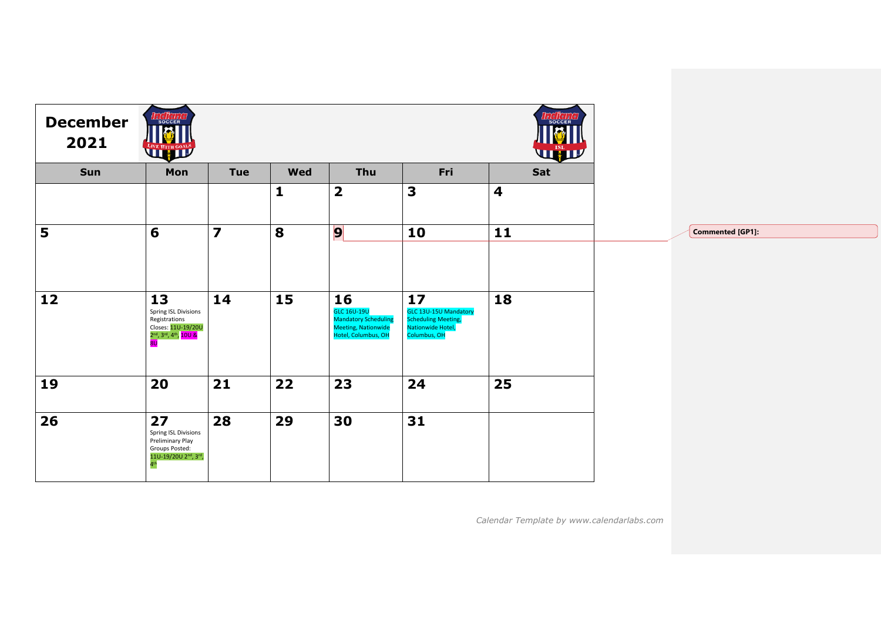# December 2021

| Sun | Mon | Tue | Wed | Thu | Fri | Sat |
|---|---|---|---|---|---|---|
| | | | **1** | **2** | **3** | **4** |
| **5** | **6** | **7** | **8** | **9** | **10** | **11** |
| **12** | **13** Spring ISL Divisions Registrations Closes: 11U-19/20U 2nd, 3rd, 4th, 10U & 8U | **14** | **15** | **16** GLC 16U-19U Mandatory Scheduling Meeting, Nationwide Hotel, Columbus, OH | **17** GLC 13U-15U Mandatory Scheduling Meeting, Nationwide Hotel, Columbus, OH | **18** |
| **19** | **20** | **21** | **22** | **23** | **24** | **25** |
| **26** | **27** Spring ISL Divisions Preliminary Play Groups Posted: 11U-19/20U 2nd, 3rd, 4th | **28** | **29** | **30** | **31** | |

Commented [GP1]:

*Calendar Template by www.calendarlabs.com*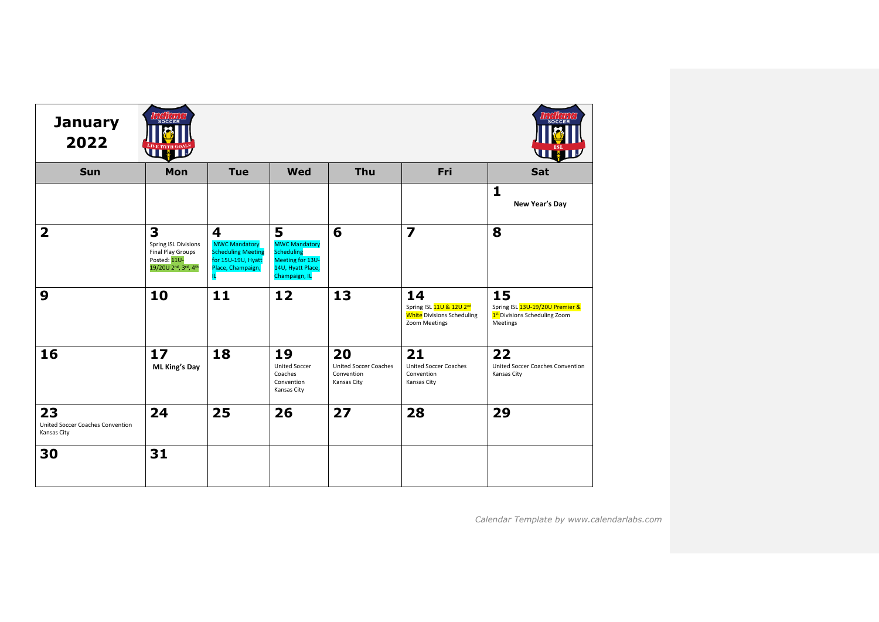# January 2022

| Sun | Mon | Tue | Wed | Thu | Fri | Sat |
|---|---|---|---|---|---|---|
| | | | | | | **1** New Year's Day |
| **2** | **3** Spring ISL Divisions Final Play Groups Posted: 11U-19/20U 2nd, 3rd, 4th | **4** MWC Mandatory Scheduling Meeting for 15U-19U, Hyatt Place, Champaign, IL | **5** MWC Mandatory Scheduling Meeting for 13U-14U, Hyatt Place, Champaign, IL | **6** | **7** | **8** |
| **9** | **10** | **11** | **12** | **13** | **14** Spring ISL 11U & 12U 2nd White Divisions Scheduling Zoom Meetings | **15** Spring ISL 13U-19/20U Premier & 1st Divisions Scheduling Zoom Meetings |
| **16** | **17** ML King's Day | **18** | **19** United Soccer Coaches Convention Kansas City | **20** United Soccer Coaches Convention Kansas City | **21** United Soccer Coaches Convention Kansas City | **22** United Soccer Coaches Convention Kansas City |
| **23** United Soccer Coaches Convention Kansas City | **24** | **25** | **26** | **27** | **28** | **29** |
| **30** | **31** | | | | | |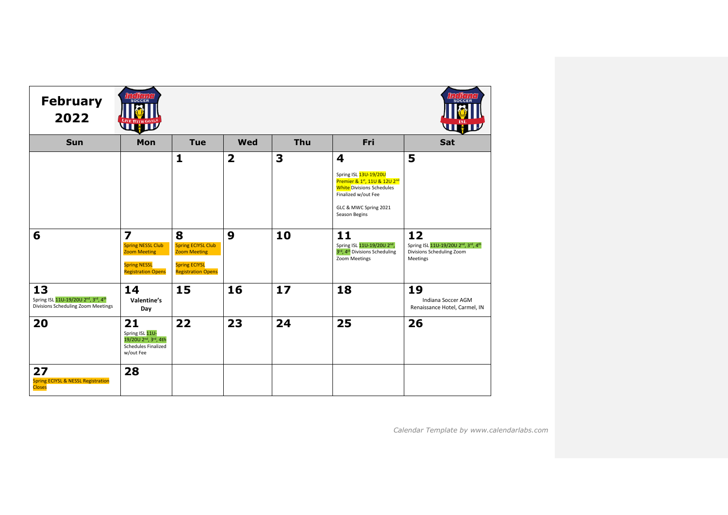# February 2022

| Sun | Mon | Tue | Wed | Thu | Fri | Sat |
|---|---|---|---|---|---|---|
| | | **1** | **2** | **3** | **4** Spring ISL 13U-19/20U Premier & 1st, 11U & 12U 2nd White Divisions Schedules Finalized w/out Fee; GLC & MWC Spring 2021 Season Begins | **5** |
| **6** | **7** Spring NESSL Club Zoom Meeting; Spring NESSL Registration Opens | **8** Spring ECIYSL Club Zoom Meeting; Spring ECIYSL Registration Opens | **9** | **10** | **11** Spring ISL 11U-19/20U 2nd, 3rd, 4th Divisions Scheduling Zoom Meetings | **12** Spring ISL 11U-19/20U 2nd, 3rd, 4th Divisions Scheduling Zoom Meetings |
| **13** Spring ISL 11U-19/20U 2nd, 3rd, 4th Divisions Scheduling Zoom Meetings | **14** **Valentine's Day** | **15** | **16** | **17** | **18** | **19** Indiana Soccer AGM Renaissance Hotel, Carmel, IN |
| **20** | **21** Spring ISL 11U-19/20U 2nd, 3rd, 4th Schedules Finalized w/out Fee | **22** | **23** | **24** | **25** | **26** |
| **27** Spring ECIYSL & NESSL Registration Closes | **28** | | | | | |

*Calendar Template by www.calendarlabs.com*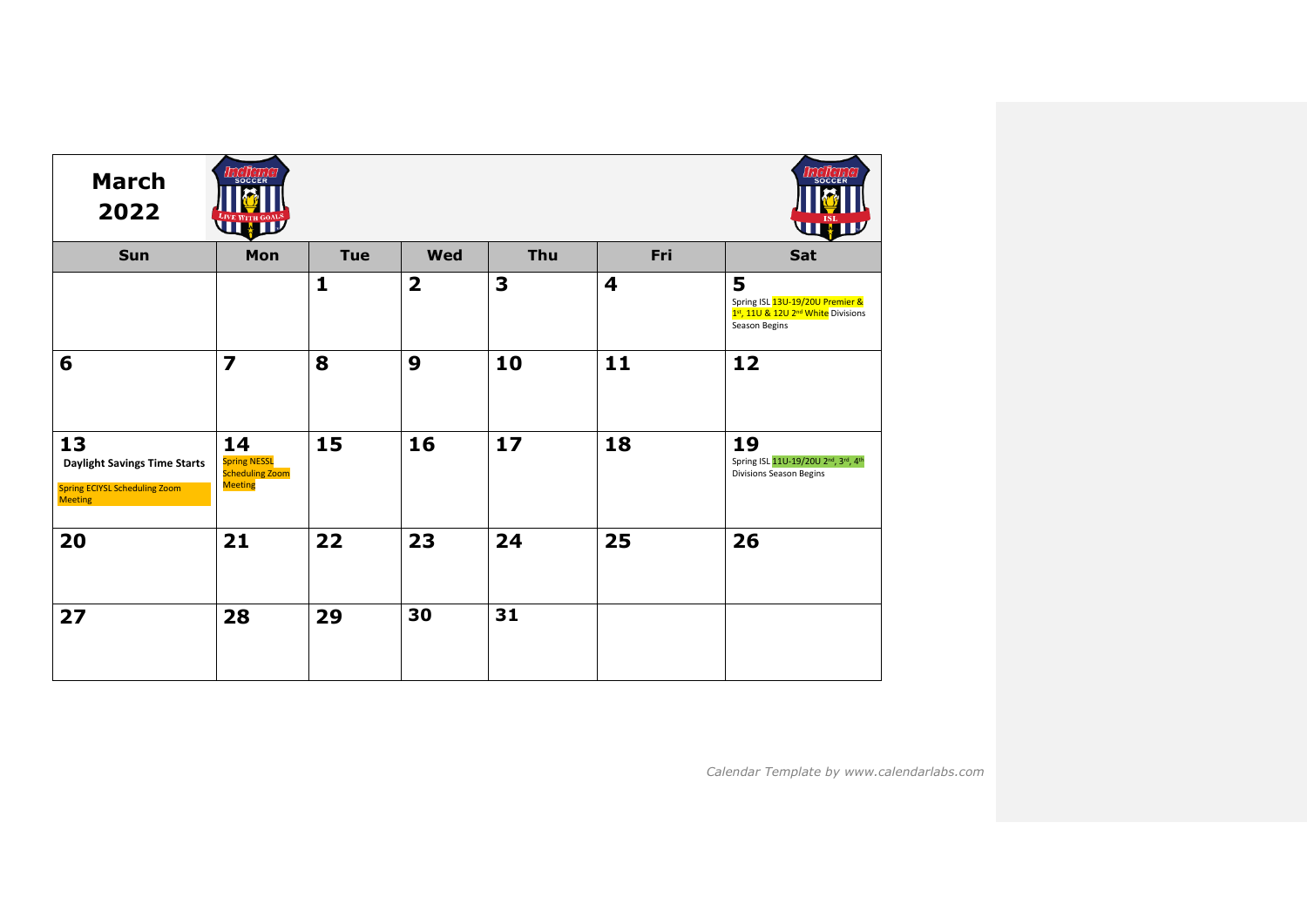# March 2022

| Sun | Mon | Tue | Wed | Thu | Fri | Sat |
|---|---|---|---|---|---|---|
| | | **1** | **2** | **3** | **4** | **5** Spring ISL 13U-19/20U Premier & 1st, 11U & 12U 2nd White Divisions Season Begins |
| **6** | **7** | **8** | **9** | **10** | **11** | **12** |
| **13** **Daylight Savings Time Starts** Spring ECIYSL Scheduling Zoom Meeting | **14** Spring NESSL Scheduling Zoom Meeting | **15** | **16** | **17** | **18** | **19** Spring ISL 11U-19/20U 2nd, 3rd, 4th Divisions Season Begins |
| **20** | **21** | **22** | **23** | **24** | **25** | **26** |
| **27** | **28** | **29** | **30** | **31** | | |

*Calendar Template by www.calendarlabs.com*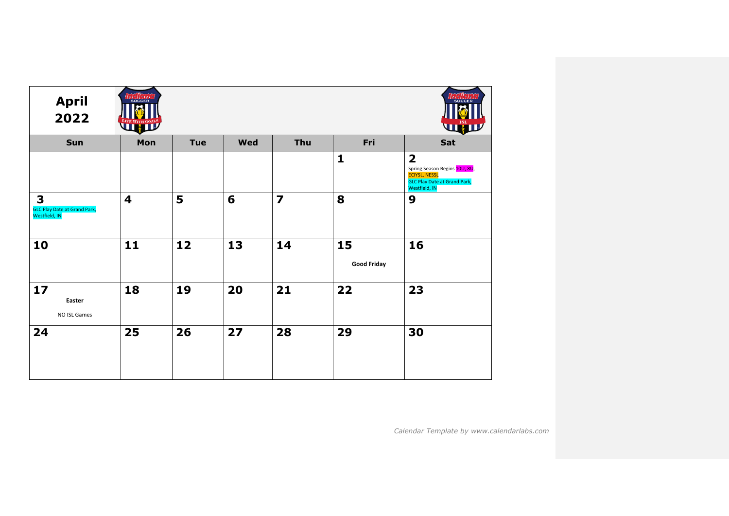## April 2022

| Sun | Mon | Tue | Wed | Thu | Fri | Sat |
|---|---|---|---|---|---|---|
| | | | | | **1** | **2** Spring Season Begins 10U, 8U, ECIYSL, NESSL GLC Play Date at Grand Park, Westfield, IN |
| **3** GLC Play Date at Grand Park, Westfield, IN | **4** | **5** | **6** | **7** | **8** | **9** |
| **10** | **11** | **12** | **13** | **14** | **15** **Good Friday** | **16** |
| **17** **Easter** NO ISL Games | **18** | **19** | **20** | **21** | **22** | **23** |
| **24** | **25** | **26** | **27** | **28** | **29** | **30** |

*Calendar Template by www.calendarlabs.com*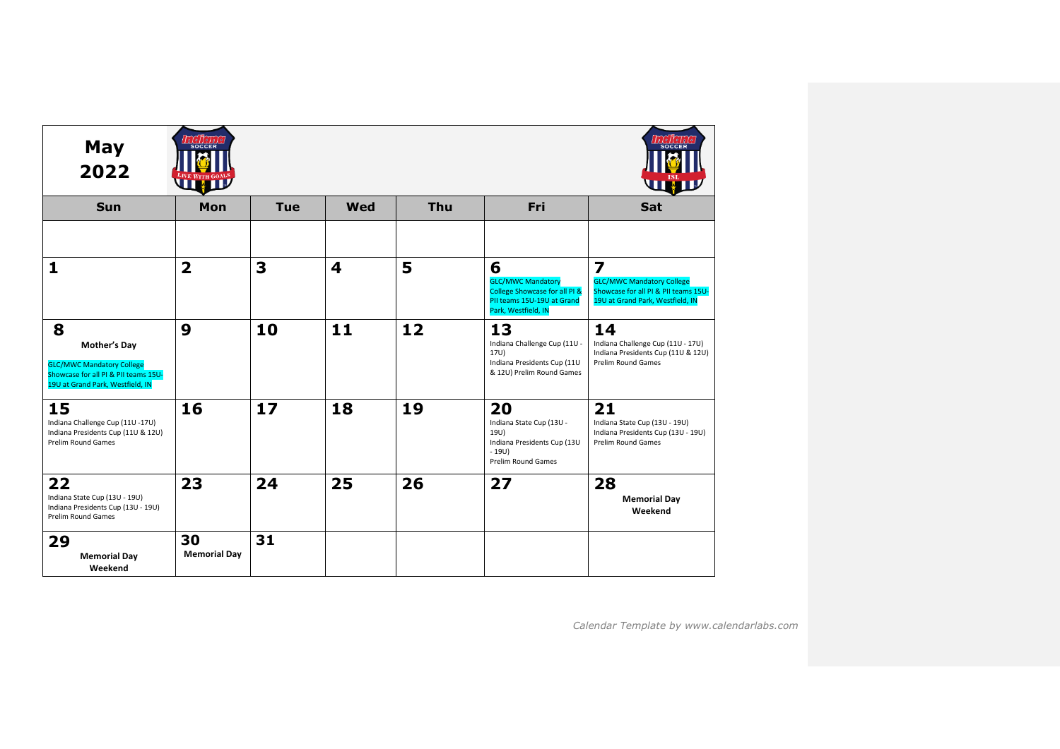# May 2022

| Sun | Mon | Tue | Wed | Thu | Fri | Sat |
| --- | --- | --- | --- | --- | --- | --- |
| | | | | | | |
| **1** | **2** | **3** | **4** | **5** | **6** GLC/MWC Mandatory College Showcase for all PI & PII teams 15U-19U at Grand Park, Westfield, IN | **7** GLC/MWC Mandatory College Showcase for all PI & PII teams 15U-19U at Grand Park, Westfield, IN |
| **8** **Mother's Day** GLC/MWC Mandatory College Showcase for all PI & PII teams 15U-19U at Grand Park, Westfield, IN | **9** | **10** | **11** | **12** | **13** Indiana Challenge Cup (11U - 17U) Indiana Presidents Cup (11U & 12U) Prelim Round Games | **14** Indiana Challenge Cup (11U - 17U) Indiana Presidents Cup (11U & 12U) Prelim Round Games |
| **15** Indiana Challenge Cup (11U -17U) Indiana Presidents Cup (11U & 12U) Prelim Round Games | **16** | **17** | **18** | **19** | **20** Indiana State Cup (13U - 19U) Indiana Presidents Cup (13U - 19U) Prelim Round Games | **21** Indiana State Cup (13U - 19U) Indiana Presidents Cup (13U - 19U) Prelim Round Games |
| **22** Indiana State Cup (13U - 19U) Indiana Presidents Cup (13U - 19U) Prelim Round Games | **23** | **24** | **25** | **26** | **27** | **28** **Memorial Day Weekend** |
| **29** **Memorial Day Weekend** | **30** **Memorial Day** | **31** | | | | |

*Calendar Template by www.calendarlabs.com*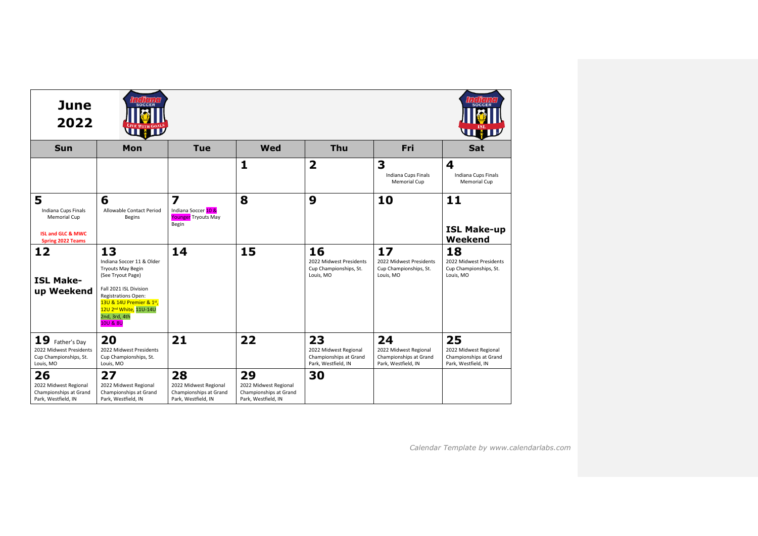# June 2022

| Sun | Mon | Tue | Wed | Thu | Fri | Sat |
|---|---|---|---|---|---|---|
| | | | **1** | **2** | **3** Indiana Cups Finals Memorial Cup | **4** Indiana Cups Finals Memorial Cup |
| **5** Indiana Cups Finals Memorial Cup<br>ISL and GLC & MWC Spring 2022 Teams | **6** Allowable Contact Period Begins | **7** Indiana Soccer 10 & Younger Tryouts May Begin | **8** | **9** | **10** | **11** **ISL Make-up Weekend** |
| **12** **ISL Make-up Weekend** | **13** Indiana Soccer 11 & Older Tryouts May Begin (See Tryout Page)<br>Fall 2021 ISL Division Registrations Open: 13U & 14U Premier & 1st, 12U 2nd White, 11U-14U 2nd, 3rd, 4th 10U & 8U | **14** | **15** | **16** 2022 Midwest Presidents Cup Championships, St. Louis, MO | **17** 2022 Midwest Presidents Cup Championships, St. Louis, MO | **18** 2022 Midwest Presidents Cup Championships, St. Louis, MO |
| **19** Father's Day 2022 Midwest Presidents Cup Championships, St. Louis, MO | **20** 2022 Midwest Presidents Cup Championships, St. Louis, MO | **21** | **22** | **23** 2022 Midwest Regional Championships at Grand Park, Westfield, IN | **24** 2022 Midwest Regional Championships at Grand Park, Westfield, IN | **25** 2022 Midwest Regional Championships at Grand Park, Westfield, IN |
| **26** 2022 Midwest Regional Championships at Grand Park, Westfield, IN | **27** 2022 Midwest Regional Championships at Grand Park, Westfield, IN | **28** 2022 Midwest Regional Championships at Grand Park, Westfield, IN | **29** 2022 Midwest Regional Championships at Grand Park, Westfield, IN | **30** | | |

*Calendar Template by www.calendarlabs.com*